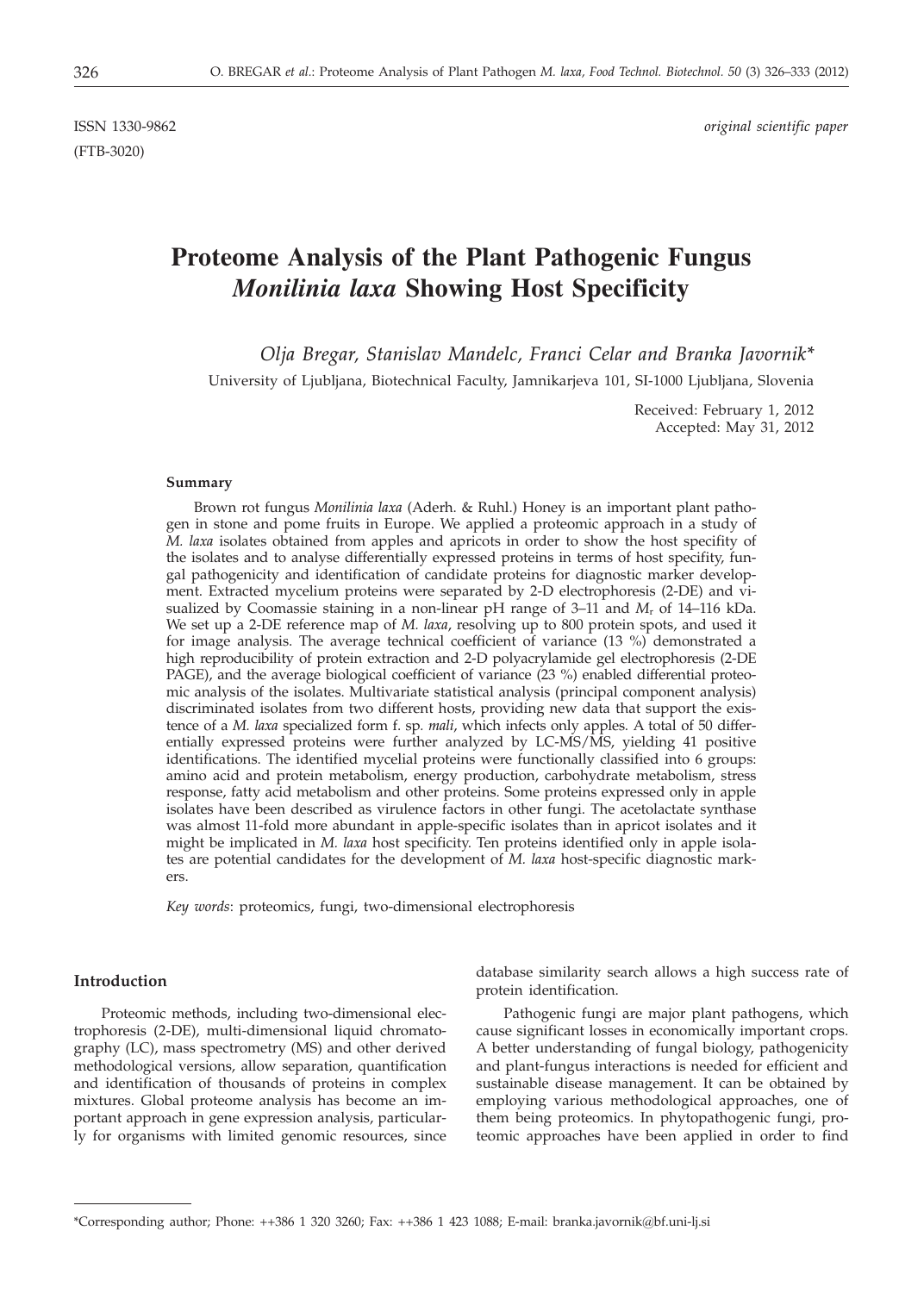ISSN 1330-9862 *original scientific paper*

(FTB-3020)

# Proteome Analysis of the Plant Pathogenic Fungus *Monilinia laxa* Showing Host Specificity

*Olja Bregar, Stanislav Mandelc, Franci Celar and Branka Javornik\**

University of Ljubljana, Biotechnical Faculty, Jamnikarjeva 101, SI-1000 Ljubljana, Slovenia

Received: February 1, 2012
Accepted: May 31, 2012

#### Summary

Brown rot fungus *Monilinia laxa* (Aderh. & Ruhl.) Honey is an important plant pathogen in stone and pome fruits in Europe. We applied a proteomic approach in a study of *M. laxa* isolates obtained from apples and apricots in order to show the host specifity of the isolates and to analyse differentially expressed proteins in terms of host specifity, fungal pathogenicity and identification of candidate proteins for diagnostic marker development. Extracted mycelium proteins were separated by 2-D electrophoresis (2-DE) and visualized by Coomassie staining in a non-linear pH range of 3–11 and $M_r$ of 14–116 kDa. We set up a 2-DE reference map of *M. laxa*, resolving up to 800 protein spots, and used it for image analysis. The average technical coefficient of variance (13 %) demonstrated a high reproducibility of protein extraction and 2-D polyacrylamide gel electrophoresis (2-DE PAGE), and the average biological coefficient of variance (23 %) enabled differential proteomic analysis of the isolates. Multivariate statistical analysis (principal component analysis) discriminated isolates from two different hosts, providing new data that support the existence of a *M. laxa* specialized form f. sp. *mali*, which infects only apples. A total of 50 differentially expressed proteins were further analyzed by LC-MS/MS, yielding 41 positive identifications. The identified mycelial proteins were functionally classified into 6 groups: amino acid and protein metabolism, energy production, carbohydrate metabolism, stress response, fatty acid metabolism and other proteins. Some proteins expressed only in apple isolates have been described as virulence factors in other fungi. The acetolactate synthase was almost 11-fold more abundant in apple-specific isolates than in apricot isolates and it might be implicated in *M. laxa* host specificity. Ten proteins identified only in apple isolates are potential candidates for the development of *M. laxa* host-specific diagnostic markers.

*Key words*: proteomics, fungi, two-dimensional electrophoresis

#### Introduction

Proteomic methods, including two-dimensional electrophoresis (2-DE), multi-dimensional liquid chromatography (LC), mass spectrometry (MS) and other derived methodological versions, allow separation, quantification and identification of thousands of proteins in complex mixtures. Global proteome analysis has become an important approach in gene expression analysis, particularly for organisms with limited genomic resources, since database similarity search allows a high success rate of protein identification.

Pathogenic fungi are major plant pathogens, which cause significant losses in economically important crops. A better understanding of fungal biology, pathogenicity and plant-fungus interactions is needed for efficient and sustainable disease management. It can be obtained by employing various methodological approaches, one of them being proteomics. In phytopathogenic fungi, proteomic approaches have been applied in order to find

---

\*Corresponding author; Phone: ++386 1 320 3260; Fax: ++386 1 423 1088; E-mail: branka.javornik@bf.uni-lj.si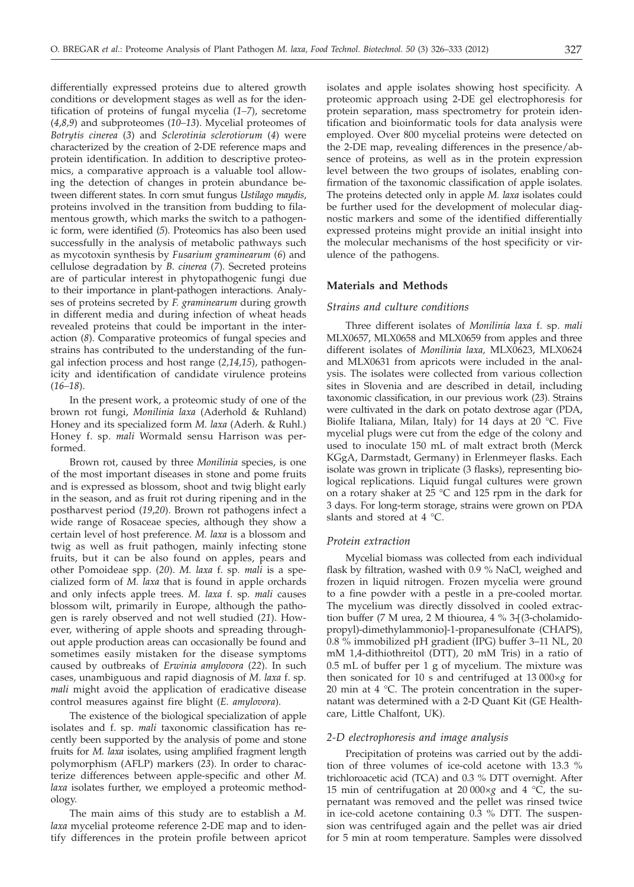differentially expressed proteins due to altered growth conditions or development stages as well as for the identification of proteins of fungal mycelia (*1–7*), secretome (*4,8,9*) and subproteomes (*10–13*). Mycelial proteomes of *Botrytis cinerea* (*3*) and *Sclerotinia sclerotiorum* (*4*) were characterized by the creation of 2-DE reference maps and protein identification. In addition to descriptive proteomics, a comparative approach is a valuable tool allowing the detection of changes in protein abundance between different states. In corn smut fungus *Ustilago maydis*, proteins involved in the transition from budding to filamentous growth, which marks the switch to a pathogenic form, were identified (*5*). Proteomics has also been used successfully in the analysis of metabolic pathways such as mycotoxin synthesis by *Fusarium graminearum* (*6*) and cellulose degradation by *B. cinerea* (*7*). Secreted proteins are of particular interest in phytopathogenic fungi due to their importance in plant-pathogen interactions. Analyses of proteins secreted by *F. graminearum* during growth in different media and during infection of wheat heads revealed proteins that could be important in the interaction (*8*). Comparative proteomics of fungal species and strains has contributed to the understanding of the fungal infection process and host range (*2,14,15*), pathogenicity and identification of candidate virulence proteins (*16–18*).

In the present work, a proteomic study of one of the brown rot fungi, *Monilinia laxa* (Aderhold & Ruhland) Honey and its specialized form *M. laxa* (Aderh. & Ruhl.) Honey f. sp. *mali* Wormald sensu Harrison was performed.

Brown rot, caused by three *Monilinia* species, is one of the most important diseases in stone and pome fruits and is expressed as blossom, shoot and twig blight early in the season, and as fruit rot during ripening and in the postharvest period (*19,20*). Brown rot pathogens infect a wide range of Rosaceae species, although they show a certain level of host preference. *M. laxa* is a blossom and twig as well as fruit pathogen, mainly infecting stone fruits, but it can be also found on apples, pears and other Pomoideae spp. (*20*). *M. laxa* f. sp. *mali* is a specialized form of *M. laxa* that is found in apple orchards and only infects apple trees. *M. laxa* f. sp. *mali* causes blossom wilt, primarily in Europe, although the pathogen is rarely observed and not well studied (*21*). However, withering of apple shoots and spreading throughout apple production areas can occasionally be found and sometimes easily mistaken for the disease symptoms caused by outbreaks of *Erwinia amylovora* (*22*). In such cases, unambiguous and rapid diagnosis of *M. laxa* f. sp. *mali* might avoid the application of eradicative disease control measures against fire blight (*E. amylovora*).

The existence of the biological specialization of apple isolates and f. sp. *mali* taxonomic classification has recently been supported by the analysis of pome and stone fruits for *M. laxa* isolates, using amplified fragment length polymorphism (AFLP) markers (*23*). In order to characterize differences between apple-specific and other *M. laxa* isolates further, we employed a proteomic methodology.

The main aims of this study are to establish a *M. laxa* mycelial proteome reference 2-DE map and to identify differences in the protein profile between apricot isolates and apple isolates showing host specificity. A proteomic approach using 2-DE gel electrophoresis for protein separation, mass spectrometry for protein identification and bioinformatic tools for data analysis were employed. Over 800 mycelial proteins were detected on the 2-DE map, revealing differences in the presence/absence of proteins, as well as in the protein expression level between the two groups of isolates, enabling confirmation of the taxonomic classification of apple isolates. The proteins detected only in apple *M. laxa* isolates could be further used for the development of molecular diagnostic markers and some of the identified differentially expressed proteins might provide an initial insight into the molecular mechanisms of the host specificity or virulence of the pathogens.

## Materials and Methods

### *Strains and culture conditions*

Three different isolates of *Monilinia laxa* f. sp. *mali* MLX0657, MLX0658 and MLX0659 from apples and three different isolates of *Monilinia laxa,* MLX0623, MLX0624 and MLX0631 from apricots were included in the analysis. The isolates were collected from various collection sites in Slovenia and are described in detail, including taxonomic classification, in our previous work (*23*). Strains were cultivated in the dark on potato dextrose agar (PDA, Biolife Italiana, Milan, Italy) for 14 days at 20 °C. Five mycelial plugs were cut from the edge of the colony and used to inoculate 150 mL of malt extract broth (Merck KGgA, Darmstadt, Germany) in Erlenmeyer flasks. Each isolate was grown in triplicate (3 flasks), representing biological replications. Liquid fungal cultures were grown on a rotary shaker at 25 °C and 125 rpm in the dark for 3 days. For long-term storage, strains were grown on PDA slants and stored at 4 °C.

### *Protein extraction*

Mycelial biomass was collected from each individual flask by filtration, washed with 0.9 % NaCl, weighed and frozen in liquid nitrogen. Frozen mycelia were ground to a fine powder with a pestle in a pre-cooled mortar. The mycelium was directly dissolved in cooled extraction buffer (7 M urea, 2 M thiourea, 4 % 3-[(3-cholamidopropyl)-dimethylammonio]-1-propanesulfonate (CHAPS), 0.8 % immobilized pH gradient (IPG) buffer 3–11 NL, 20 mM 1,4-dithiothreitol (DTT), 20 mM Tris) in a ratio of 0.5 mL of buffer per 1 g of mycelium. The mixture was then sonicated for 10 s and centrifuged at 13 000×*g* for 20 min at 4 °C. The protein concentration in the supernatant was determined with a 2-D Quant Kit (GE Healthcare, Little Chalfont, UK).

### *2-D electrophoresis and image analysis*

Precipitation of proteins was carried out by the addition of three volumes of ice-cold acetone with 13.3 % trichloroacetic acid (TCA) and 0.3 % DTT overnight. After 15 min of centrifugation at 20 000×*g* and 4 °C, the supernatant was removed and the pellet was rinsed twice in ice-cold acetone containing 0.3 % DTT. The suspension was centrifuged again and the pellet was air dried for 5 min at room temperature. Samples were dissolved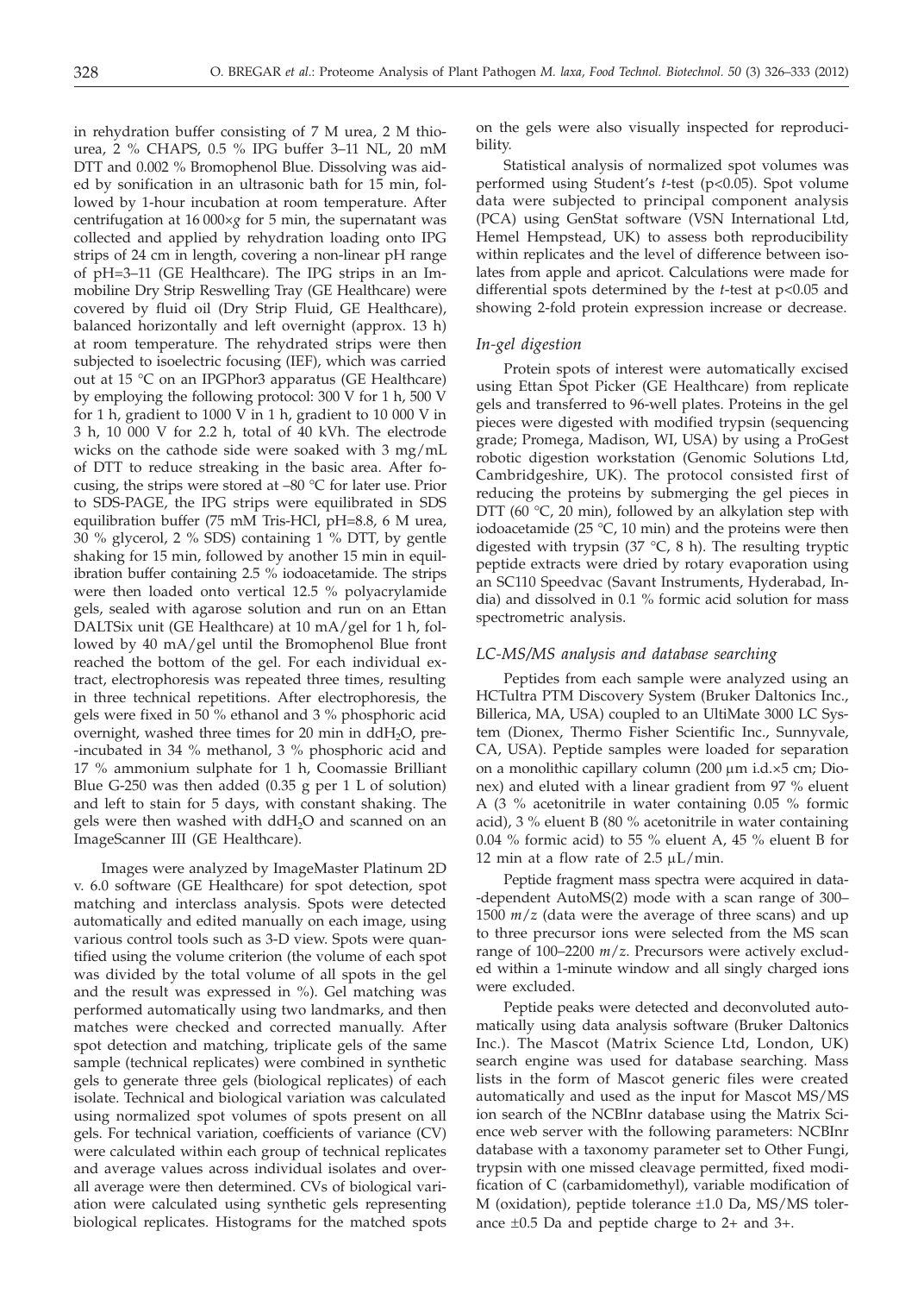in rehydration buffer consisting of 7 M urea, 2 M thiourea, 2 % CHAPS, 0.5 % IPG buffer 3–11 NL, 20 mM DTT and 0.002 % Bromophenol Blue. Dissolving was aided by sonification in an ultrasonic bath for 15 min, followed by 1-hour incubation at room temperature. After centrifugation at 16 000×*g* for 5 min, the supernatant was collected and applied by rehydration loading onto IPG strips of 24 cm in length, covering a non-linear pH range of pH=3–11 (GE Healthcare). The IPG strips in an Immobiline Dry Strip Reswelling Tray (GE Healthcare) were covered by fluid oil (Dry Strip Fluid, GE Healthcare), balanced horizontally and left overnight (approx. 13 h) at room temperature. The rehydrated strips were then subjected to isoelectric focusing (IEF), which was carried out at 15 °C on an IPGPhor3 apparatus (GE Healthcare) by employing the following protocol: 300 V for 1 h, 500 V for 1 h, gradient to 1000 V in 1 h, gradient to 10 000 V in 3 h, 10 000 V for 2.2 h, total of 40 kVh. The electrode wicks on the cathode side were soaked with 3 mg/mL of DTT to reduce streaking in the basic area. After focusing, the strips were stored at –80 °C for later use. Prior to SDS-PAGE, the IPG strips were equilibrated in SDS equilibration buffer (75 mM Tris-HCl, pH=8.8, 6 M urea, 30 % glycerol, 2 % SDS) containing 1 % DTT, by gentle shaking for 15 min, followed by another 15 min in equilibration buffer containing 2.5 % iodoacetamide. The strips were then loaded onto vertical 12.5 % polyacrylamide gels, sealed with agarose solution and run on an Ettan DALTSix unit (GE Healthcare) at 10 mA/gel for 1 h, followed by 40 mA/gel until the Bromophenol Blue front reached the bottom of the gel. For each individual extract, electrophoresis was repeated three times, resulting in three technical repetitions. After electrophoresis, the gels were fixed in 50 % ethanol and 3 % phosphoric acid overnight, washed three times for 20 min in dd$H_2O$, pre-incubated in 34 % methanol, 3 % phosphoric acid and 17 % ammonium sulphate for 1 h, Coomassie Brilliant Blue G-250 was then added (0.35 g per 1 L of solution) and left to stain for 5 days, with constant shaking. The gels were then washed with dd$H_2O$ and scanned on an ImageScanner III (GE Healthcare).

Images were analyzed by ImageMaster Platinum 2D v. 6.0 software (GE Healthcare) for spot detection, spot matching and interclass analysis. Spots were detected automatically and edited manually on each image, using various control tools such as 3-D view. Spots were quantified using the volume criterion (the volume of each spot was divided by the total volume of all spots in the gel and the result was expressed in %). Gel matching was performed automatically using two landmarks, and then matches were checked and corrected manually. After spot detection and matching, triplicate gels of the same sample (technical replicates) were combined in synthetic gels to generate three gels (biological replicates) of each isolate. Technical and biological variation was calculated using normalized spot volumes of spots present on all gels. For technical variation, coefficients of variance (CV) were calculated within each group of technical replicates and average values across individual isolates and overall average were then determined. CVs of biological variation were calculated using synthetic gels representing biological replicates. Histograms for the matched spots on the gels were also visually inspected for reproducibility.

Statistical analysis of normalized spot volumes was performed using Student's *t*-test ($p<0.05$). Spot volume data were subjected to principal component analysis (PCA) using GenStat software (VSN International Ltd, Hemel Hempstead, UK) to assess both reproducibility within replicates and the level of difference between isolates from apple and apricot. Calculations were made for differential spots determined by the *t*-test at $p<0.05$ and showing 2-fold protein expression increase or decrease.

### *In-gel digestion*

Protein spots of interest were automatically excised using Ettan Spot Picker (GE Healthcare) from replicate gels and transferred to 96-well plates. Proteins in the gel pieces were digested with modified trypsin (sequencing grade; Promega, Madison, WI, USA) by using a ProGest robotic digestion workstation (Genomic Solutions Ltd, Cambridgeshire, UK). The protocol consisted first of reducing the proteins by submerging the gel pieces in DTT (60 °C, 20 min), followed by an alkylation step with iodoacetamide (25 °C, 10 min) and the proteins were then digested with trypsin (37 °C, 8 h). The resulting tryptic peptide extracts were dried by rotary evaporation using an SC110 Speedvac (Savant Instruments, Hyderabad, India) and dissolved in 0.1 % formic acid solution for mass spectrometric analysis.

### *LC-MS/MS analysis and database searching*

Peptides from each sample were analyzed using an HCTultra PTM Discovery System (Bruker Daltonics Inc., Billerica, MA, USA) coupled to an UltiMate 3000 LC System (Dionex, Thermo Fisher Scientific Inc., Sunnyvale, CA, USA). Peptide samples were loaded for separation on a monolithic capillary column (200 μm i.d.×5 cm; Dionex) and eluted with a linear gradient from 97 % eluent A (3 % acetonitrile in water containing 0.05 % formic acid), 3 % eluent B (80 % acetonitrile in water containing 0.04 % formic acid) to 55 % eluent A, 45 % eluent B for 12 min at a flow rate of 2.5 μL/min.

Peptide fragment mass spectra were acquired in data-dependent AutoMS(2) mode with a scan range of 300–1500 $m/z$ (data were the average of three scans) and up to three precursor ions were selected from the MS scan range of 100–2200 $m/z$. Precursors were actively excluded within a 1-minute window and all singly charged ions were excluded.

Peptide peaks were detected and deconvoluted automatically using data analysis software (Bruker Daltonics Inc.). The Mascot (Matrix Science Ltd, London, UK) search engine was used for database searching. Mass lists in the form of Mascot generic files were created automatically and used as the input for Mascot MS/MS ion search of the NCBInr database using the Matrix Science web server with the following parameters: NCBInr database with a taxonomy parameter set to Other Fungi, trypsin with one missed cleavage permitted, fixed modification of C (carbamidomethyl), variable modification of M (oxidation), peptide tolerance ±1.0 Da, MS/MS tolerance ±0.5 Da and peptide charge to 2+ and 3+.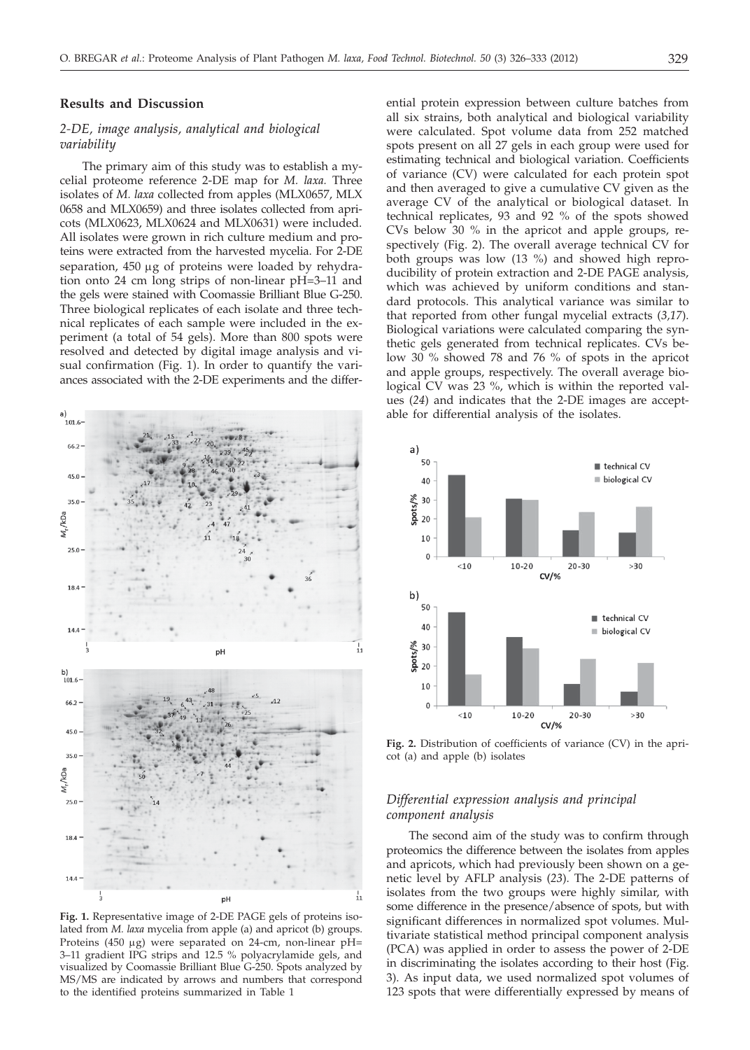## Results and Discussion

### 2-DE, image analysis, analytical and biological variability

The primary aim of this study was to establish a mycelial proteome reference 2-DE map for *M. laxa.* Three isolates of *M. laxa* collected from apples (MLX0657, MLX 0658 and MLX0659) and three isolates collected from apricots (MLX0623, MLX0624 and MLX0631) were included. All isolates were grown in rich culture medium and proteins were extracted from the harvested mycelia. For 2-DE separation, 450 μg of proteins were loaded by rehydration onto 24 cm long strips of non-linear pH=3–11 and the gels were stained with Coomassie Brilliant Blue G-250. Three biological replicates of each isolate and three technical replicates of each sample were included in the experiment (a total of 54 gels). More than 800 spots were resolved and detected by digital image analysis and visual confirmation (Fig. 1). In order to quantify the variances associated with the 2-DE experiments and the differential protein expression between culture batches from all six strains, both analytical and biological variability were calculated. Spot volume data from 252 matched spots present on all 27 gels in each group were used for estimating technical and biological variation. Coefficients of variance (CV) were calculated for each protein spot and then averaged to give a cumulative CV given as the average CV of the analytical or biological dataset. In technical replicates, 93 and 92 % of the spots showed CVs below 30 % in the apricot and apple groups, respectively (Fig. 2). The overall average technical CV for both groups was low (13 %) and showed high reproducibility of protein extraction and 2-DE PAGE analysis, which was achieved by uniform conditions and standard protocols. This analytical variance was similar to that reported from other fungal mycelial extracts (*3,17*). Biological variations were calculated comparing the synthetic gels generated from technical replicates. CVs below 30 % showed 78 and 76 % of spots in the apricot and apple groups, respectively. The overall average biological CV was 23 %, which is within the reported values (*24*) and indicates that the 2-DE images are acceptable for differential analysis of the isolates.

**Fig. 1.** Representative image of 2-DE PAGE gels of proteins isolated from *M. laxa* mycelia from apple (a) and apricot (b) groups. Proteins (450 μg) were separated on 24-cm, non-linear pH= 3–11 gradient IPG strips and 12.5 % polyacrylamide gels, and visualized by Coomassie Brilliant Blue G-250. Spots analyzed by MS/MS are indicated by arrows and numbers that correspond to the identified proteins summarized in Table 1

**Fig. 2.** Distribution of coefficients of variance (CV) in the apricot (a) and apple (b) isolates

### Differential expression analysis and principal component analysis

The second aim of the study was to confirm through proteomics the difference between the isolates from apples and apricots, which had previously been shown on a genetic level by AFLP analysis (*23*). The 2-DE patterns of isolates from the two groups were highly similar, with some difference in the presence/absence of spots, but with significant differences in normalized spot volumes. Multivariate statistical method principal component analysis (PCA) was applied in order to assess the power of 2-DE in discriminating the isolates according to their host (Fig. 3). As input data, we used normalized spot volumes of 123 spots that were differentially expressed by means of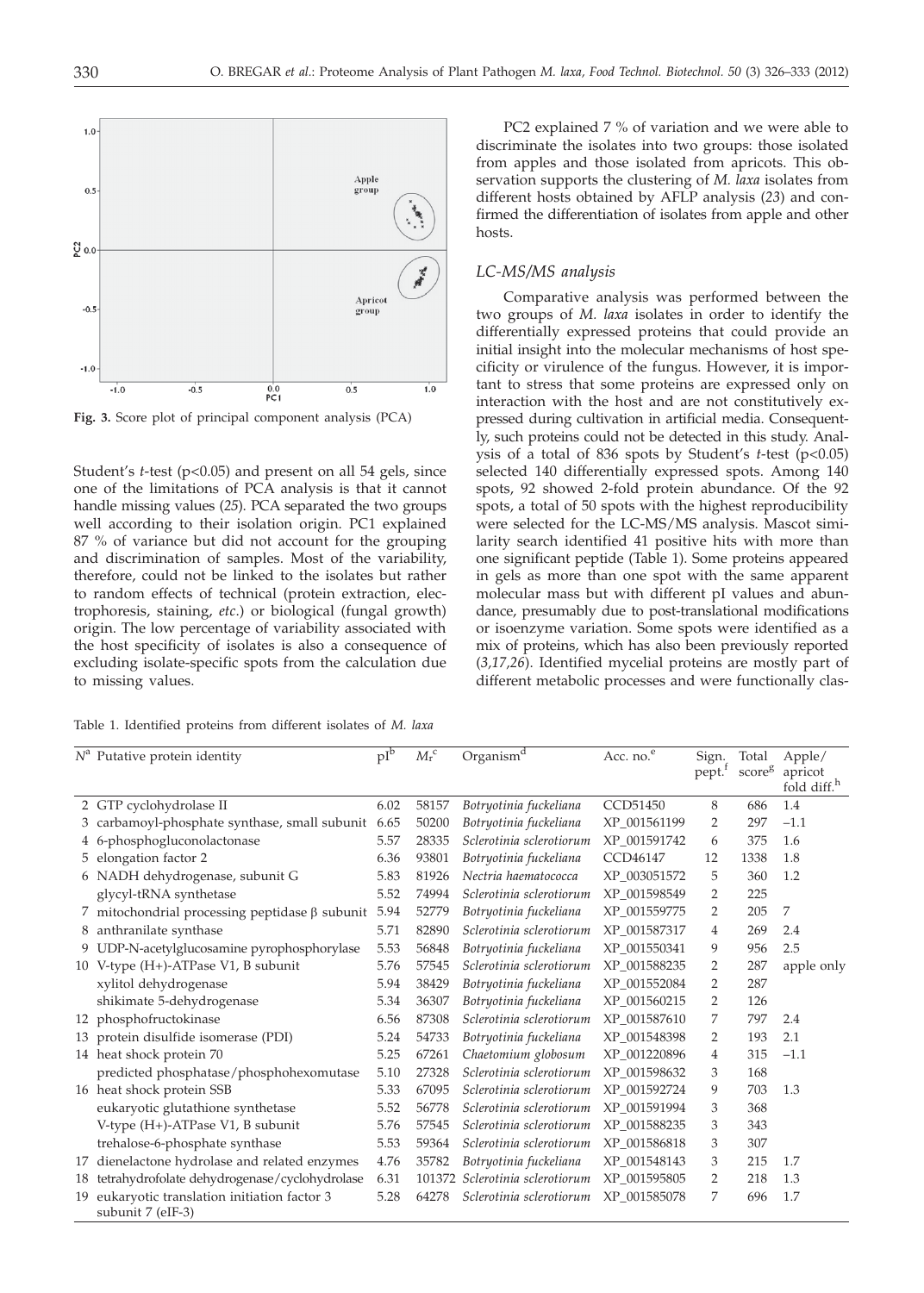**Fig. 3.** Score plot of principal component analysis (PCA)

Student's *t*-test ($p<0.05$) and present on all 54 gels, since one of the limitations of PCA analysis is that it cannot handle missing values (*25*). PCA separated the two groups well according to their isolation origin. PC1 explained 87 % of variance but did not account for the grouping and discrimination of samples. Most of the variability, therefore, could not be linked to the isolates but rather to random effects of technical (protein extraction, electrophoresis, staining, *etc.*) or biological (fungal growth) origin. The low percentage of variability associated with the host specificity of isolates is also a consequence of excluding isolate-specific spots from the calculation due to missing values.

PC2 explained 7 % of variation and we were able to discriminate the isolates into two groups: those isolated from apples and those isolated from apricots. This observation supports the clustering of *M. laxa* isolates from different hosts obtained by AFLP analysis (*23*) and confirmed the differentiation of isolates from apple and other hosts.

### *LC-MS/MS analysis*

Comparative analysis was performed between the two groups of *M. laxa* isolates in order to identify the differentially expressed proteins that could provide an initial insight into the molecular mechanisms of host specificity or virulence of the fungus. However, it is important to stress that some proteins are expressed only on interaction with the host and are not constitutively expressed during cultivation in artificial media. Consequently, such proteins could not be detected in this study. Analysis of a total of 836 spots by Student's *t*-test ($p<0.05$) selected 140 differentially expressed spots. Among 140 spots, 92 showed 2-fold protein abundance. Of the 92 spots, a total of 50 spots with the highest reproducibility were selected for the LC-MS/MS analysis. Mascot similarity search identified 41 positive hits with more than one significant peptide (Table 1). Some proteins appeared in gels as more than one spot with the same apparent molecular mass but with different pI values and abundance, presumably due to post-translational modifications or isoenzyme variation. Some spots were identified as a mix of proteins, which has also been previously reported (*3,17,26*). Identified mycelial proteins are mostly part of different metabolic processes and were functionally clas-

Table 1. Identified proteins from different isolates of *M. laxa*

| $N$[a] | Putative protein identity | pI[b] | $M_r$[c] | Organism[d] | Acc. no.[e] | Sign. pept.[f] | Total score[g] | Apple/apricot fold diff.[h] |
|---|---|---|---|---|---|---|---|---|
| 2 | GTP cyclohydrolase II | 6.02 | 58157 | *Botryotinia fuckeliana* | CCD51450 | 8 | 686 | 1.4 |
| 3 | carbamoyl-phosphate synthase, small subunit | 6.65 | 50200 | *Botryotinia fuckeliana* | XP_001561199 | 2 | 297 | −1.1 |
| 4 | 6-phosphogluconolactonase | 5.57 | 28335 | *Sclerotinia sclerotiorum* | XP_001591742 | 6 | 375 | 1.6 |
| 5 | elongation factor 2 | 6.36 | 93801 | *Botryotinia fuckeliana* | CCD46147 | 12 | 1338 | 1.8 |
| 6 | NADH dehydrogenase, subunit G | 5.83 | 81926 | *Nectria haematococca* | XP_003051572 | 5 | 360 | 1.2 |
| | glycyl-tRNA synthetase | 5.52 | 74994 | *Sclerotinia sclerotiorum* | XP_001598549 | 2 | 225 | |
| 7 | mitochondrial processing peptidase β subunit | 5.94 | 52779 | *Botryotinia fuckeliana* | XP_001559775 | 2 | 205 | 7 |
| 8 | anthranilate synthase | 5.71 | 82890 | *Sclerotinia sclerotiorum* | XP_001587317 | 4 | 269 | 2.4 |
| 9 | UDP-N-acetylglucosamine pyrophosphorylase | 5.53 | 56848 | *Botryotinia fuckeliana* | XP_001550341 | 9 | 956 | 2.5 |
| 10 | V-type (H+)-ATPase V1, B subunit | 5.76 | 57545 | *Sclerotinia sclerotiorum* | XP_001588235 | 2 | 287 | apple only |
| | xylitol dehydrogenase | 5.94 | 38429 | *Botryotinia fuckeliana* | XP_001552084 | 2 | 287 | |
| | shikimate 5-dehydrogenase | 5.34 | 36307 | *Botryotinia fuckeliana* | XP_001560215 | 2 | 126 | |
| 12 | phosphofructokinase | 6.56 | 87308 | *Sclerotinia sclerotiorum* | XP_001587610 | 7 | 797 | 2.4 |
| 13 | protein disulfide isomerase (PDI) | 5.24 | 54733 | *Botryotinia fuckeliana* | XP_001548398 | 2 | 193 | 2.1 |
| 14 | heat shock protein 70 | 5.25 | 67261 | *Chaetomium globosum* | XP_001220896 | 4 | 315 | −1.1 |
| | predicted phosphatase/phosphohexomutase | 5.10 | 27328 | *Sclerotinia sclerotiorum* | XP_001598632 | 3 | 168 | |
| 16 | heat shock protein SSB | 5.33 | 67095 | *Sclerotinia sclerotiorum* | XP_001592724 | 9 | 703 | 1.3 |
| | eukaryotic glutathione synthetase | 5.52 | 56778 | *Sclerotinia sclerotiorum* | XP_001591994 | 3 | 368 | |
| | V-type (H+)-ATPase V1, B subunit | 5.76 | 57545 | *Sclerotinia sclerotiorum* | XP_001588235 | 3 | 343 | |
| | trehalose-6-phosphate synthase | 5.53 | 59364 | *Sclerotinia sclerotiorum* | XP_001586818 | 3 | 307 | |
| 17 | dienelactone hydrolase and related enzymes | 4.76 | 35782 | *Botryotinia fuckeliana* | XP_001548143 | 3 | 215 | 1.7 |
| 18 | tetrahydrofolate dehydrogenase/cyclohydrolase | 6.31 | 101372 | *Sclerotinia sclerotiorum* | XP_001595805 | 2 | 218 | 1.3 |
| 19 | eukaryotic translation initiation factor 3 subunit 7 (eIF-3) | 5.28 | 64278 | *Sclerotinia sclerotiorum* | XP_001585078 | 7 | 696 | 1.7 |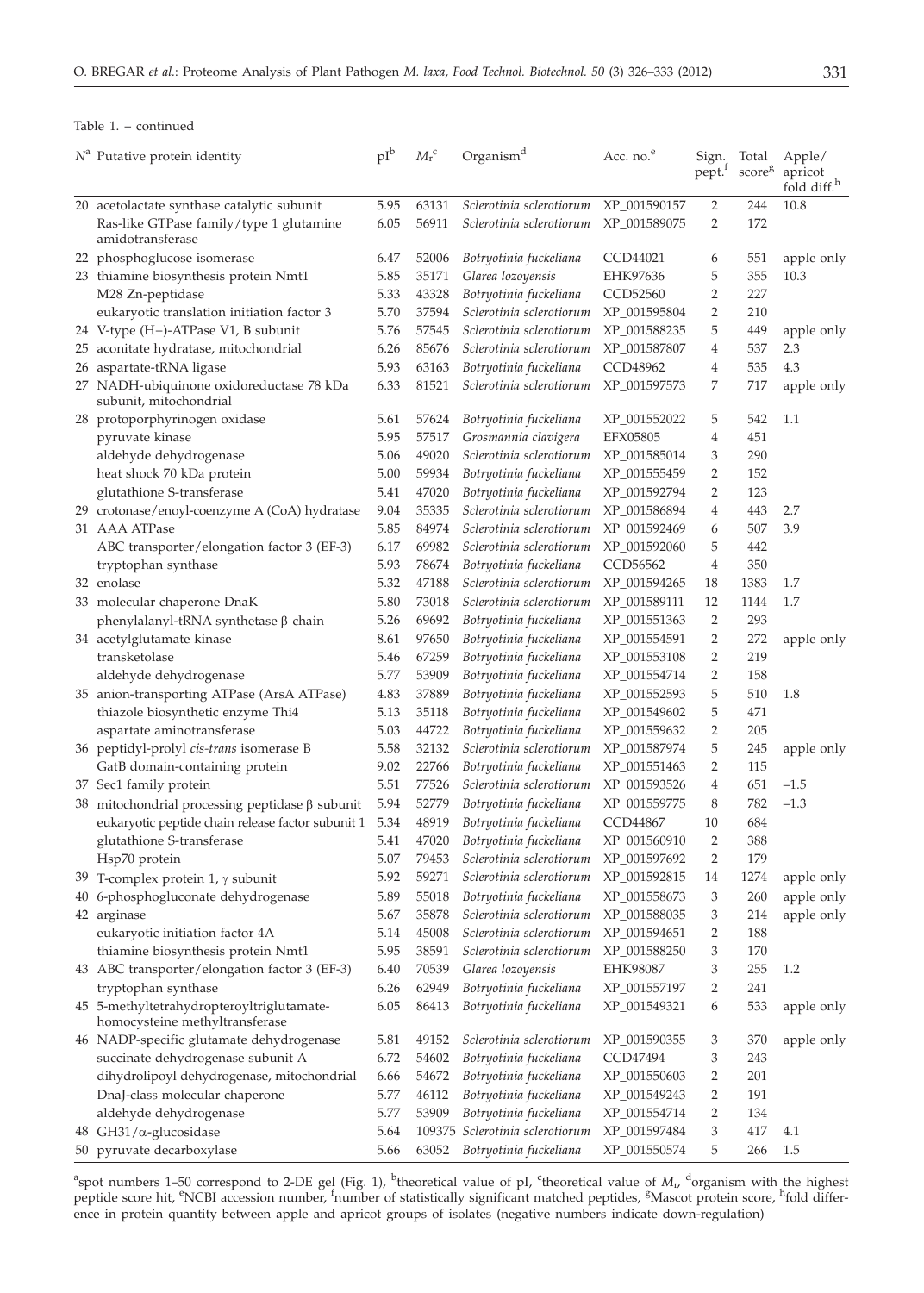Table 1. – continued

| $N$[a] | Putative protein identity | pI[b] | $M_r$[c] | Organism[d] | Acc. no.[e] | Sign. pept.[f] | Total score[g] | Apple/ apricot fold diff.[h] |
|---|---|---|---|---|---|---|---|---|
| 20 | acetolactate synthase catalytic subunit | 5.95 | 63131 | *Sclerotinia sclerotiorum* | XP_001590157 | 2 | 244 | 10.8 |
| | Ras-like GTPase family/type 1 glutamine amidotransferase | 6.05 | 56911 | *Sclerotinia sclerotiorum* | XP_001589075 | 2 | 172 | |
| 22 | phosphoglucose isomerase | 6.47 | 52006 | *Botryotinia fuckeliana* | CCD44021 | 6 | 551 | apple only |
| 23 | thiamine biosynthesis protein Nmt1 | 5.85 | 35171 | *Glarea lozoyensis* | EHK97636 | 5 | 355 | 10.3 |
| | M28 Zn-peptidase | 5.33 | 43328 | *Botryotinia fuckeliana* | CCD52560 | 2 | 227 | |
| | eukaryotic translation initiation factor 3 | 5.70 | 37594 | *Sclerotinia sclerotiorum* | XP_001595804 | 2 | 210 | |
| 24 | V-type (H+)-ATPase V1, B subunit | 5.76 | 57545 | *Sclerotinia sclerotiorum* | XP_001588235 | 5 | 449 | apple only |
| 25 | aconitate hydratase, mitochondrial | 6.26 | 85676 | *Sclerotinia sclerotiorum* | XP_001587807 | 4 | 537 | 2.3 |
| 26 | aspartate-tRNA ligase | 5.93 | 63163 | *Botryotinia fuckeliana* | CCD48962 | 4 | 535 | 4.3 |
| 27 | NADH-ubiquinone oxidoreductase 78 kDa subunit, mitochondrial | 6.33 | 81521 | *Sclerotinia sclerotiorum* | XP_001597573 | 7 | 717 | apple only |
| 28 | protoporphyrinogen oxidase | 5.61 | 57624 | *Botryotinia fuckeliana* | XP_001552022 | 5 | 542 | 1.1 |
| | pyruvate kinase | 5.95 | 57517 | *Grosmannia clavigera* | EFX05805 | 4 | 451 | |
| | aldehyde dehydrogenase | 5.06 | 49020 | *Sclerotinia sclerotiorum* | XP_001585014 | 3 | 290 | |
| | heat shock 70 kDa protein | 5.00 | 59934 | *Botryotinia fuckeliana* | XP_001555459 | 2 | 152 | |
| | glutathione S-transferase | 5.41 | 47020 | *Botryotinia fuckeliana* | XP_001592794 | 2 | 123 | |
| 29 | crotonase/enoyl-coenzyme A (CoA) hydratase | 9.04 | 35335 | *Sclerotinia sclerotiorum* | XP_001586894 | 4 | 443 | 2.7 |
| 31 | AAA ATPase | 5.85 | 84974 | *Sclerotinia sclerotiorum* | XP_001592469 | 6 | 507 | 3.9 |
| | ABC transporter/elongation factor 3 (EF-3) | 6.17 | 69982 | *Sclerotinia sclerotiorum* | XP_001592060 | 5 | 442 | |
| | tryptophan synthase | 5.93 | 78674 | *Botryotinia fuckeliana* | CCD56562 | 4 | 350 | |
| 32 | enolase | 5.32 | 47188 | *Sclerotinia sclerotiorum* | XP_001594265 | 18 | 1383 | 1.7 |
| 33 | molecular chaperone DnaK | 5.80 | 73018 | *Sclerotinia sclerotiorum* | XP_001589111 | 12 | 1144 | 1.7 |
| | phenylalanyl-tRNA synthetase β chain | 5.26 | 69692 | *Botryotinia fuckeliana* | XP_001551363 | 2 | 293 | |
| 34 | acetylglutamate kinase | 8.61 | 97650 | *Botryotinia fuckeliana* | XP_001554591 | 2 | 272 | apple only |
| | transketolase | 5.46 | 67259 | *Botryotinia fuckeliana* | XP_001553108 | 2 | 219 | |
| | aldehyde dehydrogenase | 5.77 | 53909 | *Botryotinia fuckeliana* | XP_001554714 | 2 | 158 | |
| 35 | anion-transporting ATPase (ArsA ATPase) | 4.83 | 37889 | *Botryotinia fuckeliana* | XP_001552593 | 5 | 510 | 1.8 |
| | thiazole biosynthetic enzyme Thi4 | 5.13 | 35118 | *Botryotinia fuckeliana* | XP_001549602 | 5 | 471 | |
| | aspartate aminotransferase | 5.03 | 44722 | *Botryotinia fuckeliana* | XP_001559632 | 2 | 205 | |
| 36 | peptidyl-prolyl *cis-trans* isomerase B | 5.58 | 32132 | *Sclerotinia sclerotiorum* | XP_001587974 | 5 | 245 | apple only |
| | GatB domain-containing protein | 9.02 | 22766 | *Botryotinia fuckeliana* | XP_001551463 | 2 | 115 | |
| 37 | Sec1 family protein | 5.51 | 77526 | *Sclerotinia sclerotiorum* | XP_001593526 | 4 | 651 | –1.5 |
| 38 | mitochondrial processing peptidase β subunit | 5.94 | 52779 | *Botryotinia fuckeliana* | XP_001559775 | 8 | 782 | –1.3 |
| | eukaryotic peptide chain release factor subunit 1 | 5.34 | 48919 | *Botryotinia fuckeliana* | CCD44867 | 10 | 684 | |
| | glutathione S-transferase | 5.41 | 47020 | *Botryotinia fuckeliana* | XP_001560910 | 2 | 388 | |
| | Hsp70 protein | 5.07 | 79453 | *Sclerotinia sclerotiorum* | XP_001597692 | 2 | 179 | |
| 39 | T-complex protein 1, γ subunit | 5.92 | 59271 | *Sclerotinia sclerotiorum* | XP_001592815 | 14 | 1274 | apple only |
| 40 | 6-phosphogluconate dehydrogenase | 5.89 | 55018 | *Botryotinia fuckeliana* | XP_001558673 | 3 | 260 | apple only |
| 42 | arginase | 5.67 | 35878 | *Sclerotinia sclerotiorum* | XP_001588035 | 3 | 214 | apple only |
| | eukaryotic initiation factor 4A | 5.14 | 45008 | *Sclerotinia sclerotiorum* | XP_001594651 | 2 | 188 | |
| | thiamine biosynthesis protein Nmt1 | 5.95 | 38591 | *Sclerotinia sclerotiorum* | XP_001588250 | 3 | 170 | |
| 43 | ABC transporter/elongation factor 3 (EF-3) | 6.40 | 70539 | *Glarea lozoyensis* | EHK98087 | 3 | 255 | 1.2 |
| | tryptophan synthase | 6.26 | 62949 | *Botryotinia fuckeliana* | XP_001557197 | 2 | 241 | |
| 45 | 5-methyltetrahydropteroyltriglutamate-homocysteine methyltransferase | 6.05 | 86413 | *Botryotinia fuckeliana* | XP_001549321 | 6 | 533 | apple only |
| 46 | NADP-specific glutamate dehydrogenase | 5.81 | 49152 | *Sclerotinia sclerotiorum* | XP_001590355 | 3 | 370 | apple only |
| | succinate dehydrogenase subunit A | 6.72 | 54602 | *Botryotinia fuckeliana* | CCD47494 | 3 | 243 | |
| | dihydrolipoyl dehydrogenase, mitochondrial | 6.66 | 54672 | *Botryotinia fuckeliana* | XP_001550603 | 2 | 201 | |
| | DnaJ-class molecular chaperone | 5.77 | 46112 | *Botryotinia fuckeliana* | XP_001549243 | 2 | 191 | |
| | aldehyde dehydrogenase | 5.77 | 53909 | *Botryotinia fuckeliana* | XP_001554714 | 2 | 134 | |
| 48 | GH31/α-glucosidase | 5.64 | 109375 | *Sclerotinia sclerotiorum* | XP_001597484 | 3 | 417 | 4.1 |
| 50 | pyruvate decarboxylase | 5.66 | 63052 | *Botryotinia fuckeliana* | XP_001550574 | 5 | 266 | 1.5 |

[a]spot numbers 1–50 correspond to 2-DE gel (Fig. 1), [b]theoretical value of pI, [c]theoretical value of $M_r$, [d]organism with the highest peptide score hit, [e]NCBI accession number, [f]number of statistically significant matched peptides, [g]Mascot protein score, [h]fold difference in protein quantity between apple and apricot groups of isolates (negative numbers indicate down-regulation)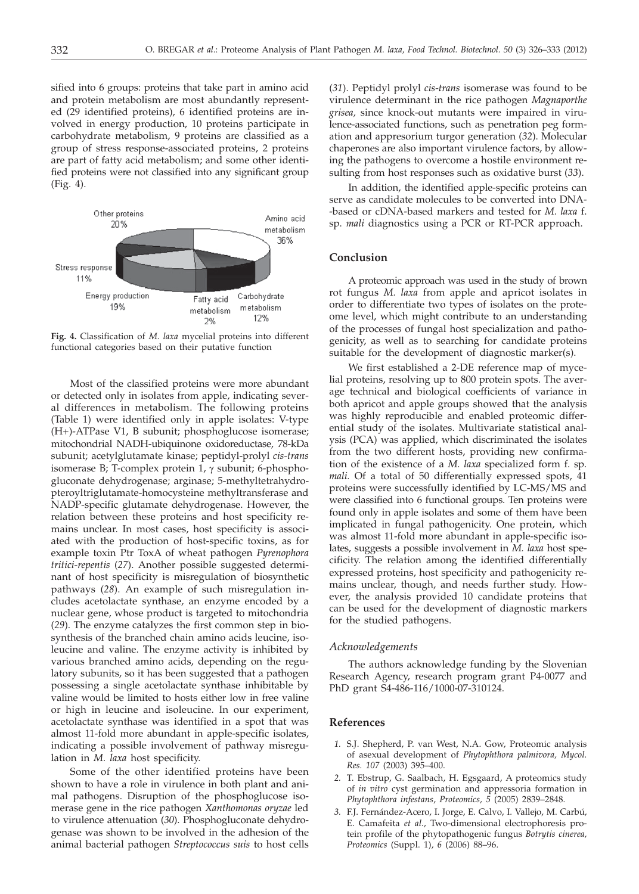sified into 6 groups: proteins that take part in amino acid and protein metabolism are most abundantly represented (29 identified proteins), 6 identified proteins are involved in energy production, 10 proteins participate in carbohydrate metabolism, 9 proteins are classified as a group of stress response-associated proteins, 2 proteins are part of fatty acid metabolism; and some other identified proteins were not classified into any significant group (Fig. 4).

**Fig. 4.** Classification of *M. laxa* mycelial proteins into different functional categories based on their putative function

Most of the classified proteins were more abundant or detected only in isolates from apple, indicating several differences in metabolism. The following proteins (Table 1) were identified only in apple isolates: V-type (H+)-ATPase V1, B subunit; phosphoglucose isomerase; mitochondrial NADH-ubiquinone oxidoreductase, 78-kDa subunit; acetylglutamate kinase; peptidyl-prolyl *cis-trans* isomerase B; T-complex protein 1, γ subunit; 6-phosphogluconate dehydrogenase; arginase; 5-methyltetrahydropteroyltriglutamate-homocysteine methyltransferase and NADP-specific glutamate dehydrogenase. However, the relation between these proteins and host specificity remains unclear. In most cases, host specificity is associated with the production of host-specific toxins, as for example toxin Ptr ToxA of wheat pathogen *Pyrenophora tritici-repentis* (*27*). Another possible suggested determinant of host specificity is misregulation of biosynthetic pathways (*28*). An example of such misregulation includes acetolactate synthase, an enzyme encoded by a nuclear gene, whose product is targeted to mitochondria (*29*). The enzyme catalyzes the first common step in biosynthesis of the branched chain amino acids leucine, isoleucine and valine. The enzyme activity is inhibited by various branched amino acids, depending on the regulatory subunits, so it has been suggested that a pathogen possessing a single acetolactate synthase inhibitable by valine would be limited to hosts either low in free valine or high in leucine and isoleucine. In our experiment, acetolactate synthase was identified in a spot that was almost 11-fold more abundant in apple-specific isolates, indicating a possible involvement of pathway misregulation in *M. laxa* host specificity.

Some of the other identified proteins have been shown to have a role in virulence in both plant and animal pathogens. Disruption of the phosphoglucose isomerase gene in the rice pathogen *Xanthomonas oryzae* led to virulence attenuation (*30*). Phosphogluconate dehydrogenase was shown to be involved in the adhesion of the animal bacterial pathogen *Streptococcus suis* to host cells (*31*). Peptidyl prolyl *cis-trans* isomerase was found to be virulence determinant in the rice pathogen *Magnaporthe grisea*, since knock-out mutants were impaired in virulence-associated functions, such as penetration peg formation and appresorium turgor generation (*32*). Molecular chaperones are also important virulence factors, by allowing the pathogens to overcome a hostile environment resulting from host responses such as oxidative burst (*33*).

In addition, the identified apple-specific proteins can serve as candidate molecules to be converted into DNA-based or cDNA-based markers and tested for *M. laxa* f. sp. *mali* diagnostics using a PCR or RT-PCR approach.

## Conclusion

A proteomic approach was used in the study of brown rot fungus *M. laxa* from apple and apricot isolates in order to differentiate two types of isolates on the proteome level, which might contribute to an understanding of the processes of fungal host specialization and pathogenicity, as well as to searching for candidate proteins suitable for the development of diagnostic marker(s).

We first established a 2-DE reference map of mycelial proteins, resolving up to 800 protein spots. The average technical and biological coefficients of variance in both apricot and apple groups showed that the analysis was highly reproducible and enabled proteomic differential study of the isolates. Multivariate statistical analysis (PCA) was applied, which discriminated the isolates from the two different hosts, providing new confirmation of the existence of a *M. laxa* specialized form f. sp. *mali.* Of a total of 50 differentially expressed spots, 41 proteins were successfully identified by LC-MS/MS and were classified into 6 functional groups. Ten proteins were found only in apple isolates and some of them have been implicated in fungal pathogenicity. One protein, which was almost 11-fold more abundant in apple-specific isolates, suggests a possible involvement in *M. laxa* host specificity. The relation among the identified differentially expressed proteins, host specificity and pathogenicity remains unclear, though, and needs further study. However, the analysis provided 10 candidate proteins that can be used for the development of diagnostic markers for the studied pathogens.

### *Acknowledgements*

The authors acknowledge funding by the Slovenian Research Agency, research program grant P4-0077 and PhD grant S4-486-116/1000-07-310124.

## References

1. S.J. Shepherd, P. van West, N.A. Gow, Proteomic analysis of asexual development of *Phytophthora palmivora, Mycol. Res. 107* (2003) 395–400.
2. T. Ebstrup, G. Saalbach, H. Egsgaard, A proteomics study of *in vitro* cyst germination and appressoria formation in *Phytophthora infestans*, *Proteomics, 5* (2005) 2839–2848.
3. F.J. Fernández-Acero, I. Jorge, E. Calvo, I. Vallejo, M. Carbú, E. Camafeita *et al.*, Two-dimensional electrophoresis protein profile of the phytopathogenic fungus *Botrytis cinerea*, *Proteomics* (Suppl. 1), *6* (2006) 88–96.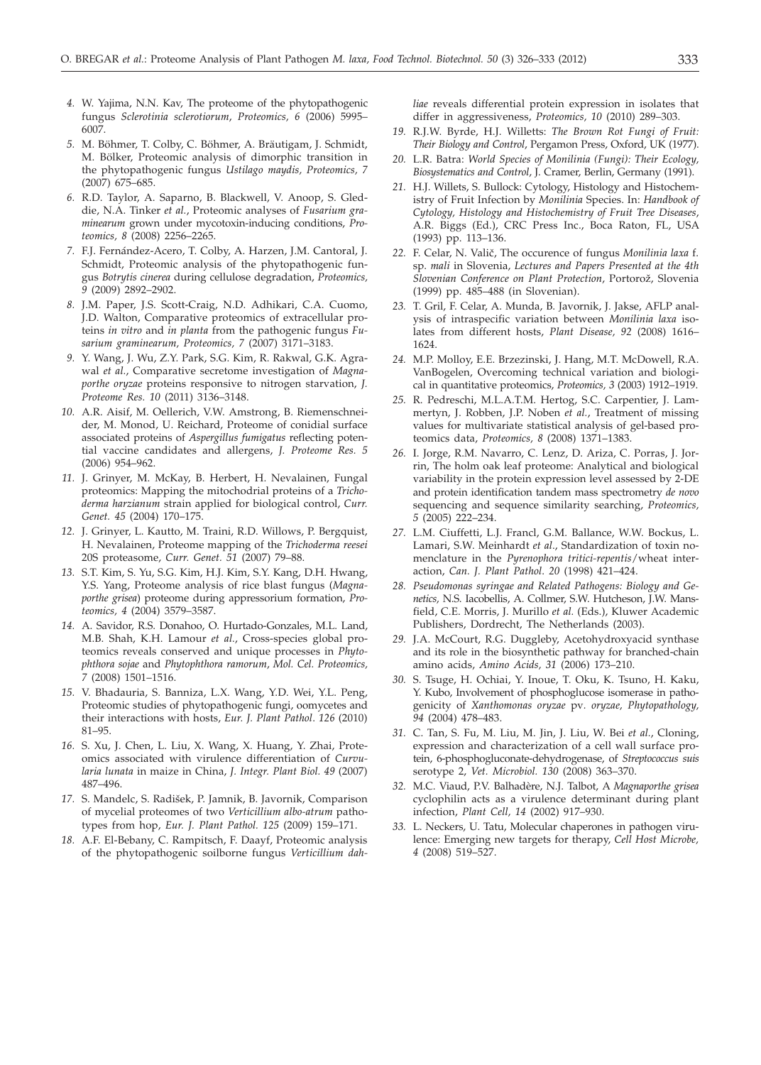4. W. Yajima, N.N. Kav, The proteome of the phytopathogenic fungus *Sclerotinia sclerotiorum*, *Proteomics, 6* (2006) 5995–6007.
5. M. Böhmer, T. Colby, C. Böhmer, A. Bräutigam, J. Schmidt, M. Bölker, Proteomic analysis of dimorphic transition in the phytopathogenic fungus *Ustilago maydis*, *Proteomics, 7* (2007) 675–685.
6. R.D. Taylor, A. Saparno, B. Blackwell, V. Anoop, S. Gleddie, N.A. Tinker *et al.*, Proteomic analyses of *Fusarium graminearum* grown under mycotoxin-inducing conditions, *Proteomics, 8* (2008) 2256–2265.
7. F.J. Fernández-Acero, T. Colby, A. Harzen, J.M. Cantoral, J. Schmidt, Proteomic analysis of the phytopathogenic fungus *Botrytis cinerea* during cellulose degradation, *Proteomics, 9* (2009) 2892–2902.
8. J.M. Paper, J.S. Scott-Craig, N.D. Adhikari, C.A. Cuomo, J.D. Walton, Comparative proteomics of extracellular proteins *in vitro* and *in planta* from the pathogenic fungus *Fusarium graminearum*, *Proteomics, 7* (2007) 3171–3183.
9. Y. Wang, J. Wu, Z.Y. Park, S.G. Kim, R. Rakwal, G.K. Agrawal *et al.*, Comparative secretome investigation of *Magnaporthe oryzae* proteins responsive to nitrogen starvation, *J. Proteome Res. 10* (2011) 3136–3148.
10. A.R. Aisif, M. Oellerich, V.W. Amstrong, B. Riemenschneider, M. Monod, U. Reichard, Proteome of conidial surface associated proteins of *Aspergillus fumigatus* reflecting potential vaccine candidates and allergens, *J. Proteome Res. 5* (2006) 954–962.
11. J. Grinyer, M. McKay, B. Herbert, H. Nevalainen, Fungal proteomics: Mapping the mitochodrial proteins of a *Trichoderma harzianum* strain applied for biological control, *Curr. Genet. 45* (2004) 170–175.
12. J. Grinyer, L. Kautto, M. Traini, R.D. Willows, P. Bergquist, H. Nevalainen, Proteome mapping of the *Trichoderma reesei* 20S proteasome, *Curr. Genet. 51* (2007) 79–88.
13. S.T. Kim, S. Yu, S.G. Kim, H.J. Kim, S.Y. Kang, D.H. Hwang, Y.S. Yang, Proteome analysis of rice blast fungus (*Magnaporthe grisea*) proteome during appressorium formation, *Proteomics, 4* (2004) 3579–3587.
14. A. Savidor, R.S. Donahoo, O. Hurtado-Gonzales, M.L. Land, M.B. Shah, K.H. Lamour *et al.*, Cross-species global proteomics reveals conserved and unique processes in *Phytophthora sojae* and *Phytophthora ramorum*, *Mol. Cel. Proteomics, 7* (2008) 1501–1516.
15. V. Bhadauria, S. Banniza, L.X. Wang, Y.D. Wei, Y.L. Peng, Proteomic studies of phytopathogenic fungi, oomycetes and their interactions with hosts, *Eur. J. Plant Pathol. 126* (2010) 81–95.
16. S. Xu, J. Chen, L. Liu, X. Wang, X. Huang, Y. Zhai, Proteomics associated with virulence differentiation of *Curvularia lunata* in maize in China, *J. Integr. Plant Biol. 49* (2007) 487–496.
17. S. Mandelc, S. Radišek, P. Jamnik, B. Javornik, Comparison of mycelial proteomes of two *Verticillium albo-atrum* pathotypes from hop, *Eur. J. Plant Pathol. 125* (2009) 159–171.
18. A.F. El-Bebany, C. Rampitsch, F. Daayf, Proteomic analysis of the phytopathogenic soilborne fungus *Verticillium dahliae* reveals differential protein expression in isolates that differ in aggressiveness, *Proteomics, 10* (2010) 289–303.
19. R.J.W. Byrde, H.J. Willetts: *The Brown Rot Fungi of Fruit: Their Biology and Control*, Pergamon Press, Oxford, UK (1977).
20. L.R. Batra: *World Species of Monilinia (Fungi): Their Ecology, Biosystematics and Control*, J. Cramer, Berlin, Germany (1991).
21. H.J. Willets, S. Bullock: Cytology, Histology and Histochemistry of Fruit Infection by *Monilinia* Species. In: *Handbook of Cytology, Histology and Histochemistry of Fruit Tree Diseases*, A.R. Biggs (Ed.), CRC Press Inc., Boca Raton, FL, USA (1993) pp. 113–136.
22. F. Celar, N. Valič, The occurence of fungus *Monilinia laxa* f. sp. *mali* in Slovenia, *Lectures and Papers Presented at the 4th Slovenian Conference on Plant Protection*, Portorož, Slovenia (1999) pp. 485–488 (in Slovenian).
23. T. Gril, F. Celar, A. Munda, B. Javornik, J. Jakse, AFLP analysis of intraspecific variation between *Monilinia laxa* isolates from different hosts, *Plant Disease, 92* (2008) 1616–1624.
24. M.P. Molloy, E.E. Brzezinski, J. Hang, M.T. McDowell, R.A. VanBogelen, Overcoming technical variation and biological variation in quantitative proteomics, *Proteomics, 3* (2003) 1912–1919.
25. R. Pedreschi, M.L.A.T.M. Hertog, S.C. Carpentier, J. Lammertyn, J. Robben, J.P. Noben *et al.*, Treatment of missing values for multivariate statistical analysis of gel-based proteomics data, *Proteomics, 8* (2008) 1371–1383.
26. I. Jorge, R.M. Navarro, C. Lenz, D. Ariza, C. Porras, J. Jorrin, The holm oak leaf proteome: Analytical and biological variability in the protein expression level assessed by 2-DE and protein identification tandem mass spectrometry *de novo* sequencing and sequence similarity searching, *Proteomics, 5* (2005) 222–234.
27. L.M. Ciuffetti, L.J. Francl, G.M. Ballance, W.W. Bockus, L. Lamari, S.W. Meinhardt *et al.*, Standardization of toxin nomenclature in the *Pyrenophora tritici-repentis*/wheat interaction, *Can. J. Plant Pathol. 20* (1998) 421–424.
28. *Pseudomonas syringae and Related Pathogens: Biology and Genetics*, N.S. Iacobellis, A. Collmer, S.W. Hutcheson, J.W. Mansfield, C.E. Morris, J. Murillo *et al.* (Eds.), Kluwer Academic Publishers, Dordrecht, The Netherlands (2003).
29. J.A. McCourt, R.G. Duggleby, Acetohydroxyacid synthase and its role in the biosynthetic pathway for branched-chain amino acids, *Amino Acids, 31* (2006) 173–210.
30. S. Tsuge, H. Ochiai, Y. Inoue, T. Oku, K. Tsuno, H. Kaku, Y. Kubo, Involvement of phosphoglucose isomerase in pathogenicity of *Xanthomonas oryzae* pv. *oryzae*, *Phytopathology, 94* (2004) 478–483.
31. C. Tan, S. Fu, M. Liu, M. Jin, J. Liu, W. Bei *et al.*, Cloning, expression and characterization of a cell wall surface protein, 6-phosphogluconate-dehydrogenase, of *Streptococcus suis* serotype 2, *Vet. Microbiol. 130* (2008) 363–370.
32. M.C. Viaud, P.V. Balhadère, N.J. Talbot, A *Magnaporthe grisea* cyclophilin acts as a virulence determinant during plant infection, *Plant Cell, 14* (2002) 917–930.
33. L. Neckers, U. Tatu, Molecular chaperones in pathogen virulence: Emerging new targets for therapy, *Cell Host Microbe, 4* (2008) 519–527.